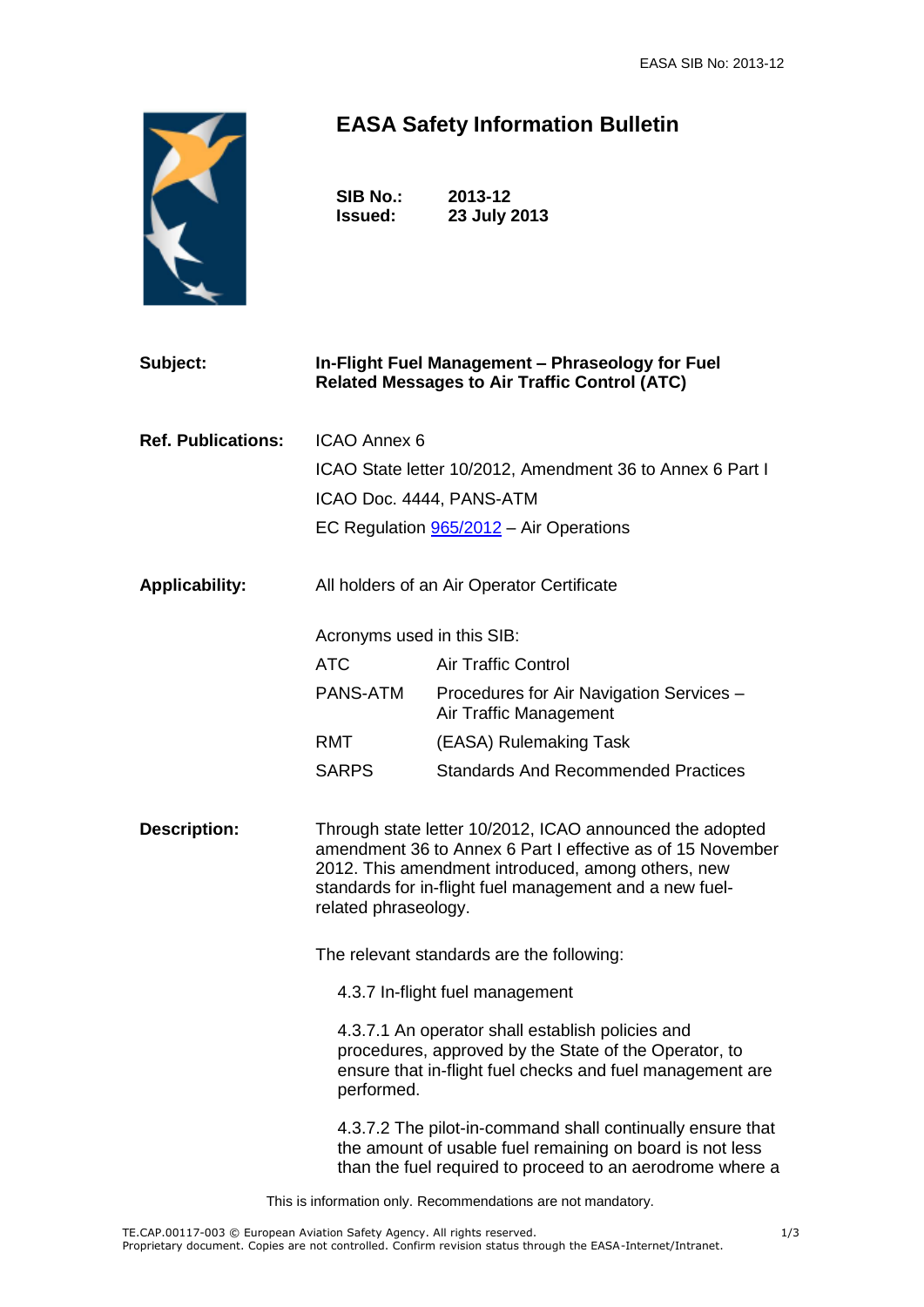# EASA Safety Information Bulletin

**SIB No.:** **2013-12**
**Issued:** **23 July 2013**

**Subject:** **In-Flight Fuel Management – Phraseology for Fuel Related Messages to Air Traffic Control (ATC)**

**Ref. Publications:**
ICAO Annex 6
ICAO State letter 10/2012, Amendment 36 to Annex 6 Part I
ICAO Doc. 4444, PANS-ATM
EC Regulation [965/2012](965/2012) – Air Operations

**Applicability:** All holders of an Air Operator Certificate

Acronyms used in this SIB:

| | |
|---|---|
| ATC | Air Traffic Control |
| PANS-ATM | Procedures for Air Navigation Services – Air Traffic Management |
| RMT | (EASA) Rulemaking Task |
| SARPS | Standards And Recommended Practices |

**Description:**

Through state letter 10/2012, ICAO announced the adopted amendment 36 to Annex 6 Part I effective as of 15 November 2012. This amendment introduced, among others, new standards for in-flight fuel management and a new fuel-related phraseology.

The relevant standards are the following:

4.3.7 In-flight fuel management

4.3.7.1 An operator shall establish policies and procedures, approved by the State of the Operator, to ensure that in-flight fuel checks and fuel management are performed.

4.3.7.2 The pilot-in-command shall continually ensure that the amount of usable fuel remaining on board is not less than the fuel required to proceed to an aerodrome where a

This is information only. Recommendations are not mandatory.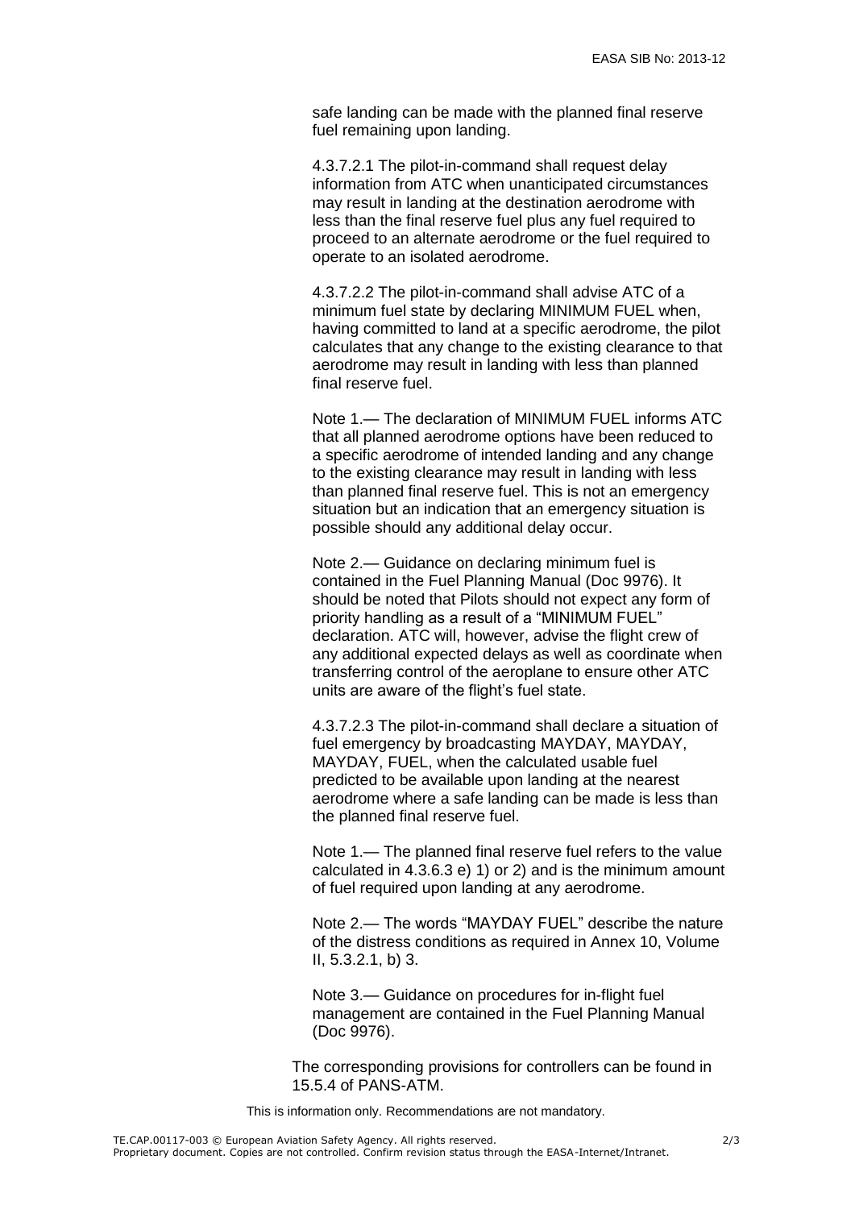safe landing can be made with the planned final reserve fuel remaining upon landing.

4.3.7.2.1 The pilot-in-command shall request delay information from ATC when unanticipated circumstances may result in landing at the destination aerodrome with less than the final reserve fuel plus any fuel required to proceed to an alternate aerodrome or the fuel required to operate to an isolated aerodrome.

4.3.7.2.2 The pilot-in-command shall advise ATC of a minimum fuel state by declaring MINIMUM FUEL when, having committed to land at a specific aerodrome, the pilot calculates that any change to the existing clearance to that aerodrome may result in landing with less than planned final reserve fuel.

Note 1.— The declaration of MINIMUM FUEL informs ATC that all planned aerodrome options have been reduced to a specific aerodrome of intended landing and any change to the existing clearance may result in landing with less than planned final reserve fuel. This is not an emergency situation but an indication that an emergency situation is possible should any additional delay occur.

Note 2.— Guidance on declaring minimum fuel is contained in the Fuel Planning Manual (Doc 9976). It should be noted that Pilots should not expect any form of priority handling as a result of a "MINIMUM FUEL" declaration. ATC will, however, advise the flight crew of any additional expected delays as well as coordinate when transferring control of the aeroplane to ensure other ATC units are aware of the flight's fuel state.

4.3.7.2.3 The pilot-in-command shall declare a situation of fuel emergency by broadcasting MAYDAY, MAYDAY, MAYDAY, FUEL, when the calculated usable fuel predicted to be available upon landing at the nearest aerodrome where a safe landing can be made is less than the planned final reserve fuel.

Note 1.— The planned final reserve fuel refers to the value calculated in 4.3.6.3 e) 1) or 2) and is the minimum amount of fuel required upon landing at any aerodrome.

Note 2.— The words "MAYDAY FUEL" describe the nature of the distress conditions as required in Annex 10, Volume II, 5.3.2.1, b) 3.

Note 3.— Guidance on procedures for in-flight fuel management are contained in the Fuel Planning Manual (Doc 9976).

The corresponding provisions for controllers can be found in 15.5.4 of PANS-ATM.

This is information only. Recommendations are not mandatory.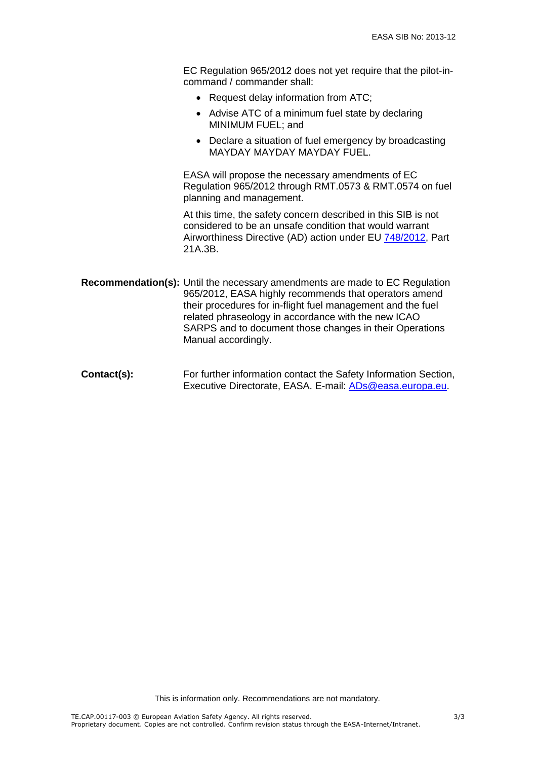EC Regulation 965/2012 does not yet require that the pilot-in-command / commander shall:

- Request delay information from ATC;
- Advise ATC of a minimum fuel state by declaring MINIMUM FUEL; and
- Declare a situation of fuel emergency by broadcasting MAYDAY MAYDAY MAYDAY FUEL.

EASA will propose the necessary amendments of EC Regulation 965/2012 through RMT.0573 & RMT.0574 on fuel planning and management.

At this time, the safety concern described in this SIB is not considered to be an unsafe condition that would warrant Airworthiness Directive (AD) action under EU 748/2012, Part 21A.3B.

**Recommendation(s):** Until the necessary amendments are made to EC Regulation 965/2012, EASA highly recommends that operators amend their procedures for in-flight fuel management and the fuel related phraseology in accordance with the new ICAO SARPS and to document those changes in their Operations Manual accordingly.

**Contact(s):** For further information contact the Safety Information Section, Executive Directorate, EASA. E-mail: ADs@easa.europa.eu.

This is information only. Recommendations are not mandatory.